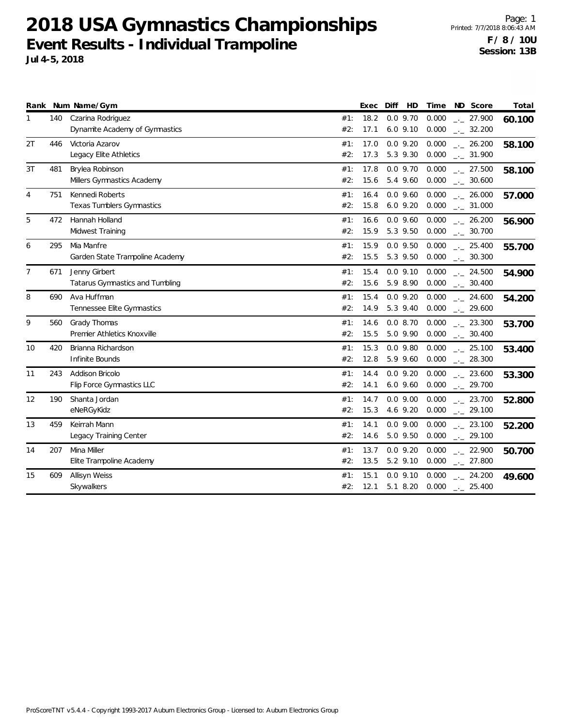# 2018 USA Gymnastics Championships

## Event Results - Individual Trampoline

**Jul 4-5, 2018**

**F / 8 / 10U**
**Session: 13B**

| Rank | Num | Name/Gym | | Exec | Diff | HD | Time | ND | Score | Total |
|---|---|---|---|---|---|---|---|---|---|---|
| 1 | 140 | Czarina Rodriguez | #1: | 18.2 | 0.0 | 9.70 | 0.000 | _._ | 27.900 | **60.100** |
| | | Dynamite Academy of Gymnastics | #2: | 17.1 | 6.0 | 9.10 | 0.000 | _._ | 32.200 | |
| 2T | 446 | Victoria Azarov | #1: | 17.0 | 0.0 | 9.20 | 0.000 | _._ | 26.200 | **58.100** |
| | | Legacy Elite Athletics | #2: | 17.3 | 5.3 | 9.30 | 0.000 | _._ | 31.900 | |
| 3T | 481 | Brylea Robinson | #1: | 17.8 | 0.0 | 9.70 | 0.000 | _._ | 27.500 | **58.100** |
| | | Millers Gymnastics Academy | #2: | 15.6 | 5.4 | 9.60 | 0.000 | _._ | 30.600 | |
| 4 | 751 | Kennedi Roberts | #1: | 16.4 | 0.0 | 9.60 | 0.000 | _._ | 26.000 | **57.000** |
| | | Texas Tumblers Gymnastics | #2: | 15.8 | 6.0 | 9.20 | 0.000 | _._ | 31.000 | |
| 5 | 472 | Hannah Holland | #1: | 16.6 | 0.0 | 9.60 | 0.000 | _._ | 26.200 | **56.900** |
| | | Midwest Training | #2: | 15.9 | 5.3 | 9.50 | 0.000 | _._ | 30.700 | |
| 6 | 295 | Mia Manfre | #1: | 15.9 | 0.0 | 9.50 | 0.000 | _._ | 25.400 | **55.700** |
| | | Garden State Trampoline Academy | #2: | 15.5 | 5.3 | 9.50 | 0.000 | _._ | 30.300 | |
| 7 | 671 | Jenny Girbert | #1: | 15.4 | 0.0 | 9.10 | 0.000 | _._ | 24.500 | **54.900** |
| | | Tatarus Gymnastics and Tumbling | #2: | 15.6 | 5.9 | 8.90 | 0.000 | _._ | 30.400 | |
| 8 | 690 | Ava Huffman | #1: | 15.4 | 0.0 | 9.20 | 0.000 | _._ | 24.600 | **54.200** |
| | | Tennessee Elite Gymnastics | #2: | 14.9 | 5.3 | 9.40 | 0.000 | _._ | 29.600 | |
| 9 | 560 | Grady Thomas | #1: | 14.6 | 0.0 | 8.70 | 0.000 | _._ | 23.300 | **53.700** |
| | | Premier Athletics Knoxville | #2: | 15.5 | 5.0 | 9.90 | 0.000 | _._ | 30.400 | |
| 10 | 420 | Brianna Richardson | #1: | 15.3 | 0.0 | 9.80 | 0.000 | _._ | 25.100 | **53.400** |
| | | Infinite Bounds | #2: | 12.8 | 5.9 | 9.60 | 0.000 | _._ | 28.300 | |
| 11 | 243 | Addison Bricolo | #1: | 14.4 | 0.0 | 9.20 | 0.000 | _._ | 23.600 | **53.300** |
| | | Flip Force Gymnastics LLC | #2: | 14.1 | 6.0 | 9.60 | 0.000 | _._ | 29.700 | |
| 12 | 190 | Shanta Jordan | #1: | 14.7 | 0.0 | 9.00 | 0.000 | _._ | 23.700 | **52.800** |
| | | eNeRGyKidz | #2: | 15.3 | 4.6 | 9.20 | 0.000 | _._ | 29.100 | |
| 13 | 459 | Keirrah Mann | #1: | 14.1 | 0.0 | 9.00 | 0.000 | _._ | 23.100 | **52.200** |
| | | Legacy Training Center | #2: | 14.6 | 5.0 | 9.50 | 0.000 | _._ | 29.100 | |
| 14 | 207 | Mina Miller | #1: | 13.7 | 0.0 | 9.20 | 0.000 | _._ | 22.900 | **50.700** |
| | | Elite Trampoline Academy | #2: | 13.5 | 5.2 | 9.10 | 0.000 | _._ | 27.800 | |
| 15 | 609 | Allisyn Weiss | #1: | 15.1 | 0.0 | 9.10 | 0.000 | _._ | 24.200 | **49.600** |
| | | Skywalkers | #2: | 12.1 | 5.1 | 8.20 | 0.000 | _._ | 25.400 | |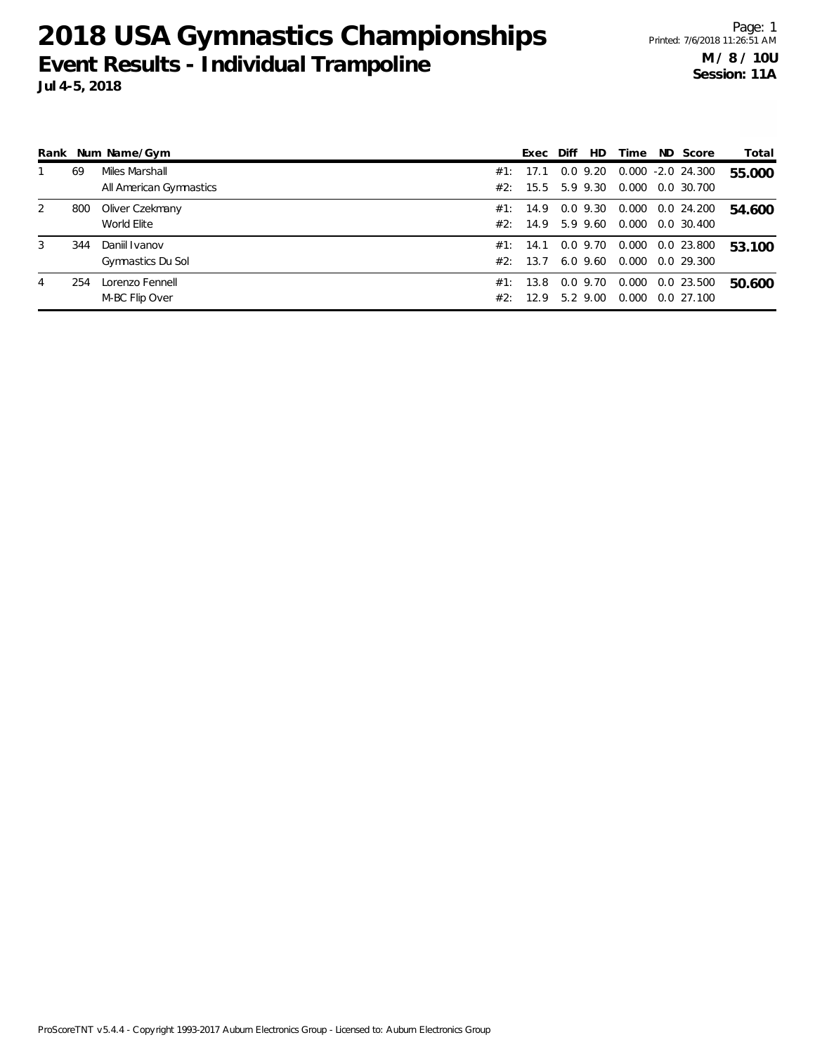# 2018 USA Gymnastics Championships

## Event Results - Individual Trampoline

**Jul 4-5, 2018**

**M / 8 / 10U**
**Session: 11A**

| Rank | Num | Name/Gym | | Exec | Diff | HD | Time | ND | Score | Total |
|---|---|---|---|---|---|---|---|---|---|---|
| 1 | 69 | Miles Marshall | #1: | 17.1 | 0.0 | 9.20 | 0.000 | -2.0 | 24.300 | **55.000** |
| | | All American Gymnastics | #2: | 15.5 | 5.9 | 9.30 | 0.000 | 0.0 | 30.700 | |
| 2 | 800 | Oliver Czekmany | #1: | 14.9 | 0.0 | 9.30 | 0.000 | 0.0 | 24.200 | **54.600** |
| | | World Elite | #2: | 14.9 | 5.9 | 9.60 | 0.000 | 0.0 | 30.400 | |
| 3 | 344 | Daniil Ivanov | #1: | 14.1 | 0.0 | 9.70 | 0.000 | 0.0 | 23.800 | **53.100** |
| | | Gymnastics Du Sol | #2: | 13.7 | 6.0 | 9.60 | 0.000 | 0.0 | 29.300 | |
| 4 | 254 | Lorenzo Fennell | #1: | 13.8 | 0.0 | 9.70 | 0.000 | 0.0 | 23.500 | **50.600** |
| | | M-BC Flip Over | #2: | 12.9 | 5.2 | 9.00 | 0.000 | 0.0 | 27.100 | |

ProScoreTNT v5.4.4 - Copyright 1993-2017 Auburn Electronics Group - Licensed to: Auburn Electronics Group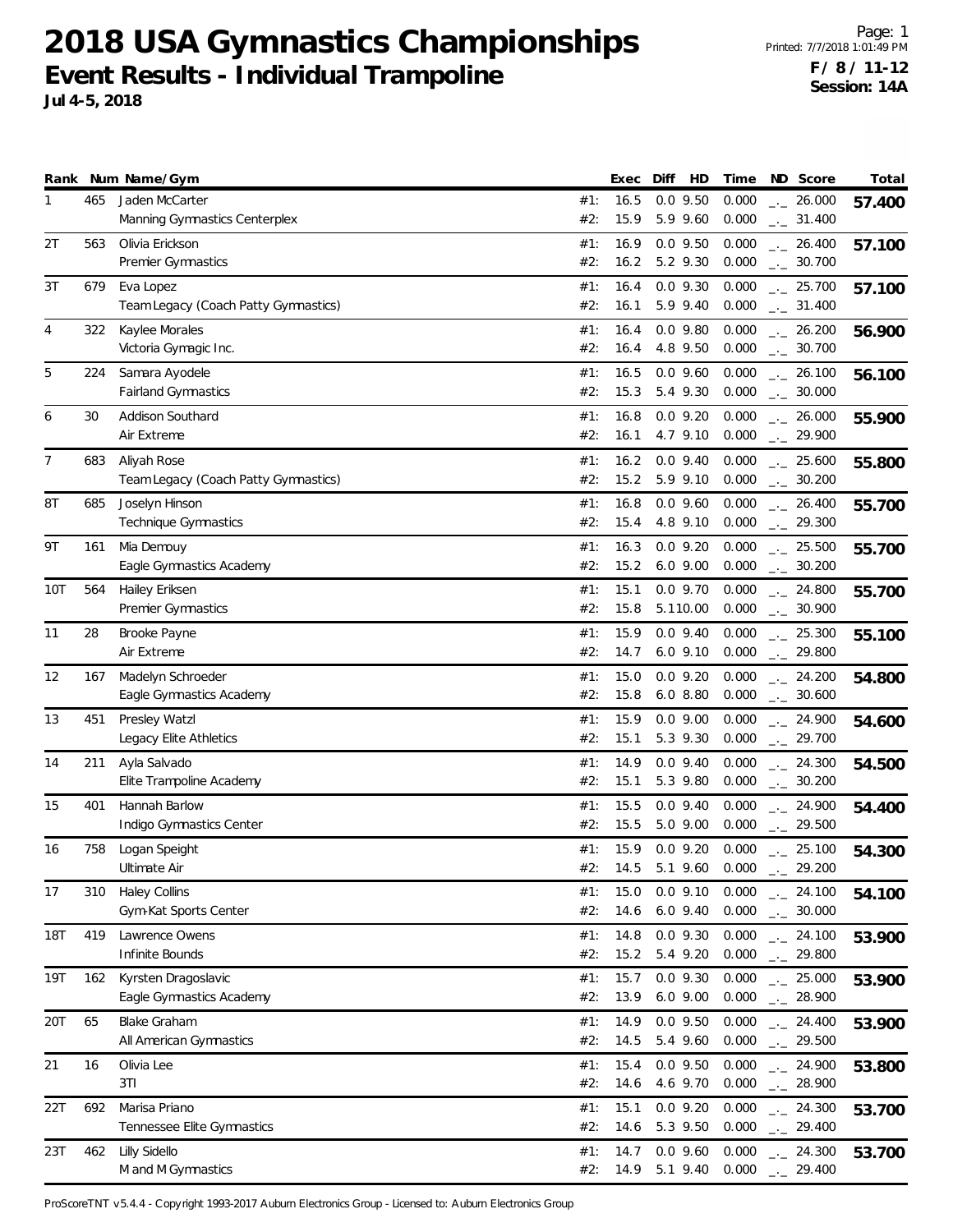# 2018 USA Gymnastics Championships

## Event Results - Individual Trampoline

**Jul 4-5, 2018**

**F / 8 / 11-12**
**Session: 14A**

| Rank | Num | Name/Gym | | Exec | Diff | HD | Time | ND | Score | Total |
|---|---|---|---|---|---|---|---|---|---|---|
| 1 | 465 | Jaden McCarter | #1: | 16.5 | 0.0 | 9.50 | 0.000 | _._ | 26.000 | **57.400** |
| | | Manning Gymnastics Centerplex | #2: | 15.9 | 5.9 | 9.60 | 0.000 | _._ | 31.400 | |
| 2T | 563 | Olivia Erickson | #1: | 16.9 | 0.0 | 9.50 | 0.000 | _._ | 26.400 | **57.100** |
| | | Premier Gymnastics | #2: | 16.2 | 5.2 | 9.30 | 0.000 | _._ | 30.700 | |
| 3T | 679 | Eva Lopez | #1: | 16.4 | 0.0 | 9.30 | 0.000 | _._ | 25.700 | **57.100** |
| | | Team Legacy (Coach Patty Gymnastics) | #2: | 16.1 | 5.9 | 9.40 | 0.000 | _._ | 31.400 | |
| 4 | 322 | Kaylee Morales | #1: | 16.4 | 0.0 | 9.80 | 0.000 | _._ | 26.200 | **56.900** |
| | | Victoria Gymagic Inc. | #2: | 16.4 | 4.8 | 9.50 | 0.000 | _._ | 30.700 | |
| 5 | 224 | Samara Ayodele | #1: | 16.5 | 0.0 | 9.60 | 0.000 | _._ | 26.100 | **56.100** |
| | | Fairland Gymnastics | #2: | 15.3 | 5.4 | 9.30 | 0.000 | _._ | 30.000 | |
| 6 | 30 | Addison Southard | #1: | 16.8 | 0.0 | 9.20 | 0.000 | _._ | 26.000 | **55.900** |
| | | Air Extreme | #2: | 16.1 | 4.7 | 9.10 | 0.000 | _._ | 29.900 | |
| 7 | 683 | Aliyah Rose | #1: | 16.2 | 0.0 | 9.40 | 0.000 | _._ | 25.600 | **55.800** |
| | | Team Legacy (Coach Patty Gymnastics) | #2: | 15.2 | 5.9 | 9.10 | 0.000 | _._ | 30.200 | |
| 8T | 685 | Joselyn Hinson | #1: | 16.8 | 0.0 | 9.60 | 0.000 | _._ | 26.400 | **55.700** |
| | | Technique Gymnastics | #2: | 15.4 | 4.8 | 9.10 | 0.000 | _._ | 29.300 | |
| 9T | 161 | Mia Demouy | #1: | 16.3 | 0.0 | 9.20 | 0.000 | _._ | 25.500 | **55.700** |
| | | Eagle Gymnastics Academy | #2: | 15.2 | 6.0 | 9.00 | 0.000 | _._ | 30.200 | |
| 10T | 564 | Hailey Eriksen | #1: | 15.1 | 0.0 | 9.70 | 0.000 | _._ | 24.800 | **55.700** |
| | | Premier Gymnastics | #2: | 15.8 | 5.1 | 10.00 | 0.000 | _._ | 30.900 | |
| 11 | 28 | Brooke Payne | #1: | 15.9 | 0.0 | 9.40 | 0.000 | _._ | 25.300 | **55.100** |
| | | Air Extreme | #2: | 14.7 | 6.0 | 9.10 | 0.000 | _._ | 29.800 | |
| 12 | 167 | Madelyn Schroeder | #1: | 15.0 | 0.0 | 9.20 | 0.000 | _._ | 24.200 | **54.800** |
| | | Eagle Gymnastics Academy | #2: | 15.8 | 6.0 | 8.80 | 0.000 | _._ | 30.600 | |
| 13 | 451 | Presley Watzl | #1: | 15.9 | 0.0 | 9.00 | 0.000 | _._ | 24.900 | **54.600** |
| | | Legacy Elite Athletics | #2: | 15.1 | 5.3 | 9.30 | 0.000 | _._ | 29.700 | |
| 14 | 211 | Ayla Salvado | #1: | 14.9 | 0.0 | 9.40 | 0.000 | _._ | 24.300 | **54.500** |
| | | Elite Trampoline Academy | #2: | 15.1 | 5.3 | 9.80 | 0.000 | _._ | 30.200 | |
| 15 | 401 | Hannah Barlow | #1: | 15.5 | 0.0 | 9.40 | 0.000 | _._ | 24.900 | **54.400** |
| | | Indigo Gymnastics Center | #2: | 15.5 | 5.0 | 9.00 | 0.000 | _._ | 29.500 | |
| 16 | 758 | Logan Speight | #1: | 15.9 | 0.0 | 9.20 | 0.000 | _._ | 25.100 | **54.300** |
| | | Ultimate Air | #2: | 14.5 | 5.1 | 9.60 | 0.000 | _._ | 29.200 | |
| 17 | 310 | Haley Collins | #1: | 15.0 | 0.0 | 9.10 | 0.000 | _._ | 24.100 | **54.100** |
| | | Gym-Kat Sports Center | #2: | 14.6 | 6.0 | 9.40 | 0.000 | _._ | 30.000 | |
| 18T | 419 | Lawrence Owens | #1: | 14.8 | 0.0 | 9.30 | 0.000 | _._ | 24.100 | **53.900** |
| | | Infinite Bounds | #2: | 15.2 | 5.4 | 9.20 | 0.000 | _._ | 29.800 | |
| 19T | 162 | Kyrsten Dragoslavic | #1: | 15.7 | 0.0 | 9.30 | 0.000 | _._ | 25.000 | **53.900** |
| | | Eagle Gymnastics Academy | #2: | 13.9 | 6.0 | 9.00 | 0.000 | _._ | 28.900 | |
| 20T | 65 | Blake Graham | #1: | 14.9 | 0.0 | 9.50 | 0.000 | _._ | 24.400 | **53.900** |
| | | All American Gymnastics | #2: | 14.5 | 5.4 | 9.60 | 0.000 | _._ | 29.500 | |
| 21 | 16 | Olivia Lee | #1: | 15.4 | 0.0 | 9.50 | 0.000 | _._ | 24.900 | **53.800** |
| | | 3TI | #2: | 14.6 | 4.6 | 9.70 | 0.000 | _._ | 28.900 | |
| 22T | 692 | Marisa Priano | #1: | 15.1 | 0.0 | 9.20 | 0.000 | _._ | 24.300 | **53.700** |
| | | Tennessee Elite Gymnastics | #2: | 14.6 | 5.3 | 9.50 | 0.000 | _._ | 29.400 | |
| 23T | 462 | Lilly Sidello | #1: | 14.7 | 0.0 | 9.60 | 0.000 | _._ | 24.300 | **53.700** |
| | | M and M Gymnastics | #2: | 14.9 | 5.1 | 9.40 | 0.000 | _._ | 29.400 | |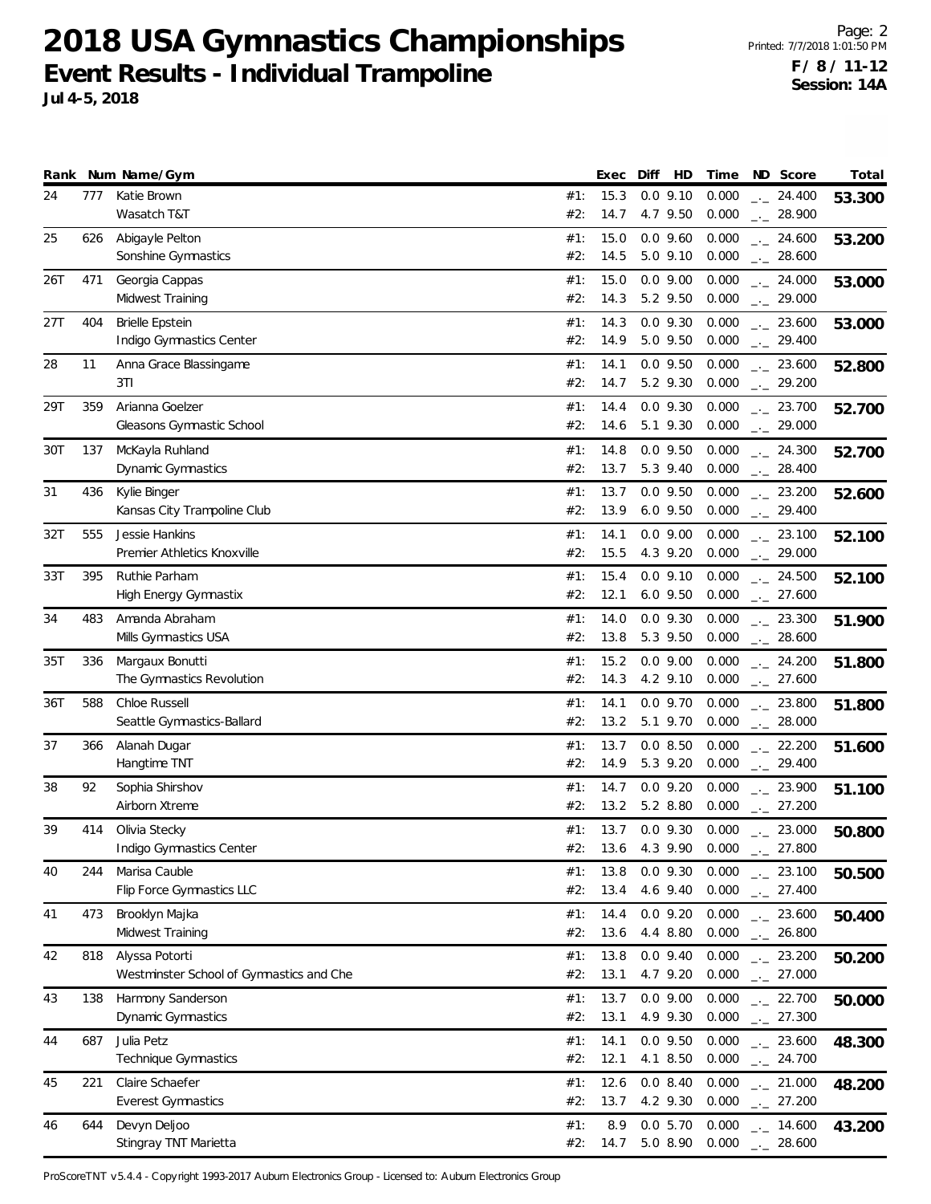# 2018 USA Gymnastics Championships

## Event Results - Individual Trampoline

**Jul 4-5, 2018**

**F / 8 / 11-12**
**Session: 14A**

| Rank | Num | Name/Gym | | Exec | Diff | HD | Time | ND | Score | Total |
|---|---|---|---|---|---|---|---|---|---|---|
| 24 | 777 | Katie Brown | #1: | 15.3 | 0.0 | 9.10 | 0.000 | _._ | 24.400 | **53.300** |
| | | Wasatch T&T | #2: | 14.7 | 4.7 | 9.50 | 0.000 | _._ | 28.900 | |
| 25 | 626 | Abigayle Pelton | #1: | 15.0 | 0.0 | 9.60 | 0.000 | _._ | 24.600 | **53.200** |
| | | Sonshine Gymnastics | #2: | 14.5 | 5.0 | 9.10 | 0.000 | _._ | 28.600 | |
| 26T | 471 | Georgia Cappas | #1: | 15.0 | 0.0 | 9.00 | 0.000 | _._ | 24.000 | **53.000** |
| | | Midwest Training | #2: | 14.3 | 5.2 | 9.50 | 0.000 | _._ | 29.000 | |
| 27T | 404 | Brielle Epstein | #1: | 14.3 | 0.0 | 9.30 | 0.000 | _._ | 23.600 | **53.000** |
| | | Indigo Gymnastics Center | #2: | 14.9 | 5.0 | 9.50 | 0.000 | _._ | 29.400 | |
| 28 | 11 | Anna Grace Blassingame | #1: | 14.1 | 0.0 | 9.50 | 0.000 | _._ | 23.600 | **52.800** |
| | | 3TI | #2: | 14.7 | 5.2 | 9.30 | 0.000 | _._ | 29.200 | |
| 29T | 359 | Arianna Goelzer | #1: | 14.4 | 0.0 | 9.30 | 0.000 | _._ | 23.700 | **52.700** |
| | | Gleasons Gymnastic School | #2: | 14.6 | 5.1 | 9.30 | 0.000 | _._ | 29.000 | |
| 30T | 137 | McKayla Ruhland | #1: | 14.8 | 0.0 | 9.50 | 0.000 | _._ | 24.300 | **52.700** |
| | | Dynamic Gymnastics | #2: | 13.7 | 5.3 | 9.40 | 0.000 | _._ | 28.400 | |
| 31 | 436 | Kylie Binger | #1: | 13.7 | 0.0 | 9.50 | 0.000 | _._ | 23.200 | **52.600** |
| | | Kansas City Trampoline Club | #2: | 13.9 | 6.0 | 9.50 | 0.000 | _._ | 29.400 | |
| 32T | 555 | Jessie Hankins | #1: | 14.1 | 0.0 | 9.00 | 0.000 | _._ | 23.100 | **52.100** |
| | | Premier Athletics Knoxville | #2: | 15.5 | 4.3 | 9.20 | 0.000 | _._ | 29.000 | |
| 33T | 395 | Ruthie Parham | #1: | 15.4 | 0.0 | 9.10 | 0.000 | _._ | 24.500 | **52.100** |
| | | High Energy Gymnastix | #2: | 12.1 | 6.0 | 9.50 | 0.000 | _._ | 27.600 | |
| 34 | 483 | Amanda Abraham | #1: | 14.0 | 0.0 | 9.30 | 0.000 | _._ | 23.300 | **51.900** |
| | | Mills Gymnastics USA | #2: | 13.8 | 5.3 | 9.50 | 0.000 | _._ | 28.600 | |
| 35T | 336 | Margaux Bonutti | #1: | 15.2 | 0.0 | 9.00 | 0.000 | _._ | 24.200 | **51.800** |
| | | The Gymnastics Revolution | #2: | 14.3 | 4.2 | 9.10 | 0.000 | _._ | 27.600 | |
| 36T | 588 | Chloe Russell | #1: | 14.1 | 0.0 | 9.70 | 0.000 | _._ | 23.800 | **51.800** |
| | | Seattle Gymnastics-Ballard | #2: | 13.2 | 5.1 | 9.70 | 0.000 | _._ | 28.000 | |
| 37 | 366 | Alanah Dugar | #1: | 13.7 | 0.0 | 8.50 | 0.000 | _._ | 22.200 | **51.600** |
| | | Hangtime TNT | #2: | 14.9 | 5.3 | 9.20 | 0.000 | _._ | 29.400 | |
| 38 | 92 | Sophia Shirshov | #1: | 14.7 | 0.0 | 9.20 | 0.000 | _._ | 23.900 | **51.100** |
| | | Airborn Xtreme | #2: | 13.2 | 5.2 | 8.80 | 0.000 | _._ | 27.200 | |
| 39 | 414 | Olivia Stecky | #1: | 13.7 | 0.0 | 9.30 | 0.000 | _._ | 23.000 | **50.800** |
| | | Indigo Gymnastics Center | #2: | 13.6 | 4.3 | 9.90 | 0.000 | _._ | 27.800 | |
| 40 | 244 | Marisa Cauble | #1: | 13.8 | 0.0 | 9.30 | 0.000 | _._ | 23.100 | **50.500** |
| | | Flip Force Gymnastics LLC | #2: | 13.4 | 4.6 | 9.40 | 0.000 | _._ | 27.400 | |
| 41 | 473 | Brooklyn Majka | #1: | 14.4 | 0.0 | 9.20 | 0.000 | _._ | 23.600 | **50.400** |
| | | Midwest Training | #2: | 13.6 | 4.4 | 8.80 | 0.000 | _._ | 26.800 | |
| 42 | 818 | Alyssa Potorti | #1: | 13.8 | 0.0 | 9.40 | 0.000 | _._ | 23.200 | **50.200** |
| | | Westminster School of Gymnastics and Che | #2: | 13.1 | 4.7 | 9.20 | 0.000 | _._ | 27.000 | |
| 43 | 138 | Harmony Sanderson | #1: | 13.7 | 0.0 | 9.00 | 0.000 | _._ | 22.700 | **50.000** |
| | | Dynamic Gymnastics | #2: | 13.1 | 4.9 | 9.30 | 0.000 | _._ | 27.300 | |
| 44 | 687 | Julia Petz | #1: | 14.1 | 0.0 | 9.50 | 0.000 | _._ | 23.600 | **48.300** |
| | | Technique Gymnastics | #2: | 12.1 | 4.1 | 8.50 | 0.000 | _._ | 24.700 | |
| 45 | 221 | Claire Schaefer | #1: | 12.6 | 0.0 | 8.40 | 0.000 | _._ | 21.000 | **48.200** |
| | | Everest Gymnastics | #2: | 13.7 | 4.2 | 9.30 | 0.000 | _._ | 27.200 | |
| 46 | 644 | Devyn Deljoo | #1: | 8.9 | 0.0 | 5.70 | 0.000 | _._ | 14.600 | **43.200** |
| | | Stingray TNT Marietta | #2: | 14.7 | 5.0 | 8.90 | 0.000 | _._ | 28.600 | |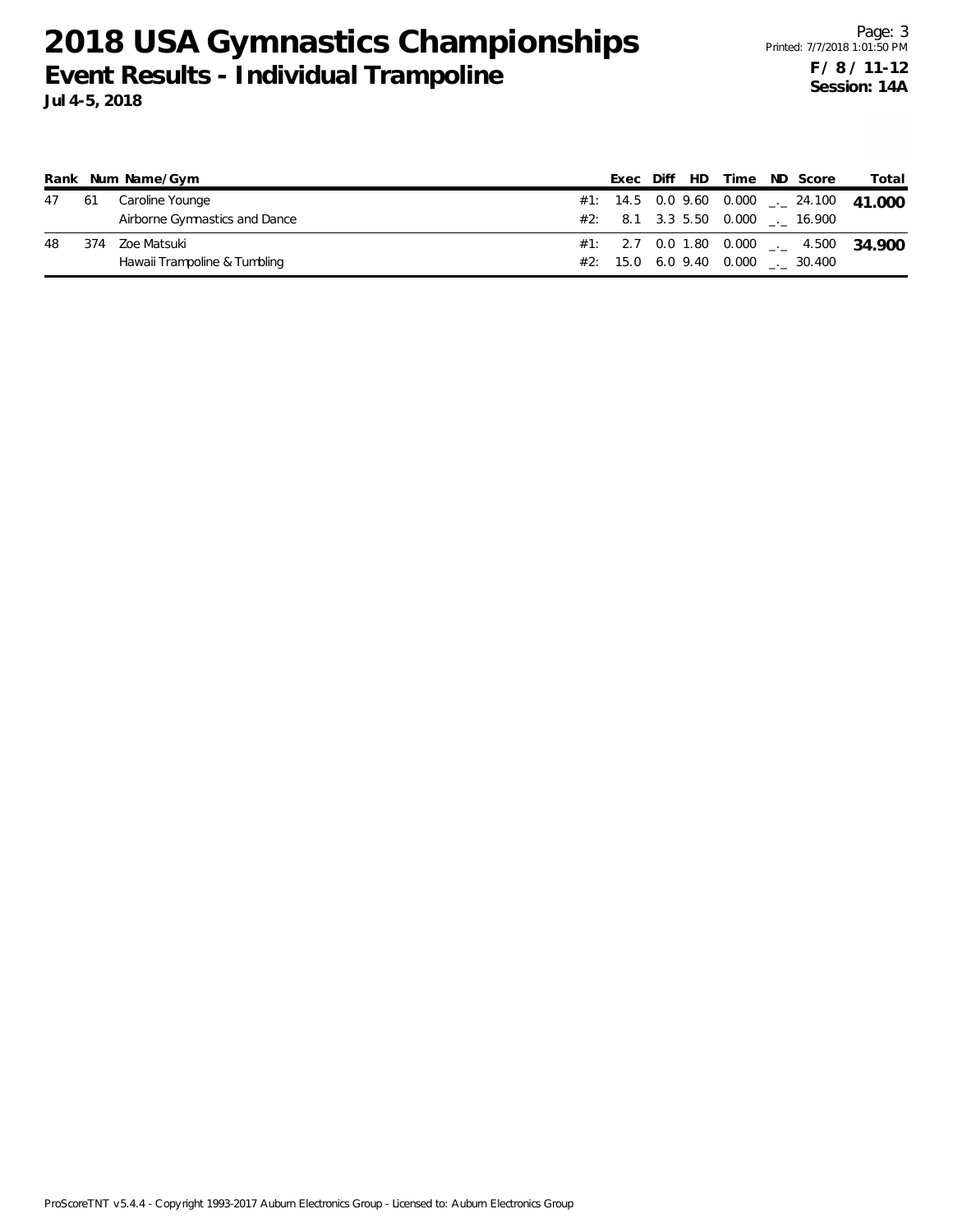# 2018 USA Gymnastics Championships

## Event Results - Individual Trampoline

**Jul 4-5, 2018**

**F / 8 / 11-12**
**Session: 14A**

| Rank | Num | Name/Gym | | Exec | Diff | HD | Time | ND | Score | Total |
|---|---|---|---|---|---|---|---|---|---|---|
| 47 | 61 | Caroline Younge | #1: | 14.5 | 0.0 | 9.60 | 0.000 | _._ | 24.100 | **41.000** |
| | | Airborne Gymnastics and Dance | #2: | 8.1 | 3.3 | 5.50 | 0.000 | _._ | 16.900 | |
| 48 | 374 | Zoe Matsuki | #1: | 2.7 | 0.0 | 1.80 | 0.000 | _._ | 4.500 | **34.900** |
| | | Hawaii Trampoline & Tumbling | #2: | 15.0 | 6.0 | 9.40 | 0.000 | _._ | 30.400 | |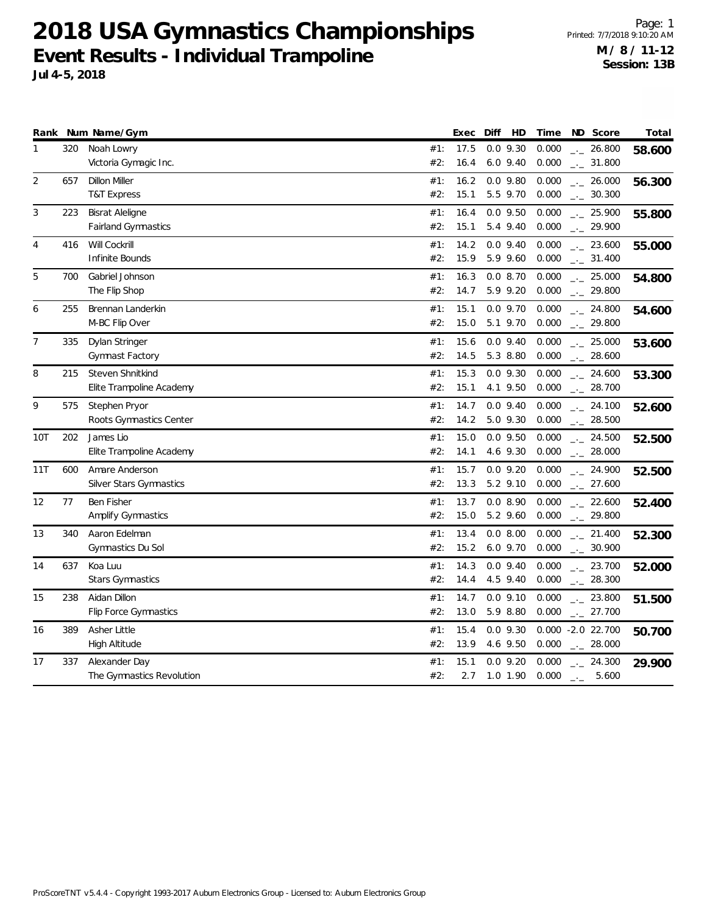# 2018 USA Gymnastics Championships

## Event Results - Individual Trampoline

**Jul 4-5, 2018**

**M / 8 / 11-12**
**Session: 13B**

| Rank | Num | Name/Gym | | Exec | Diff | HD | Time | ND | Score | Total |
|---|---|---|---|---|---|---|---|---|---|---|
| 1 | 320 | Noah Lowry | #1: | 17.5 | 0.0 | 9.30 | 0.000 | _._ | 26.800 | **58.600** |
| | | Victoria Gymagic Inc. | #2: | 16.4 | 6.0 | 9.40 | 0.000 | _._ | 31.800 | |
| 2 | 657 | Dillon Miller | #1: | 16.2 | 0.0 | 9.80 | 0.000 | _._ | 26.000 | **56.300** |
| | | T&T Express | #2: | 15.1 | 5.5 | 9.70 | 0.000 | _._ | 30.300 | |
| 3 | 223 | Bisrat Aleligne | #1: | 16.4 | 0.0 | 9.50 | 0.000 | _._ | 25.900 | **55.800** |
| | | Fairland Gymnastics | #2: | 15.1 | 5.4 | 9.40 | 0.000 | _._ | 29.900 | |
| 4 | 416 | Will Cockrill | #1: | 14.2 | 0.0 | 9.40 | 0.000 | _._ | 23.600 | **55.000** |
| | | Infinite Bounds | #2: | 15.9 | 5.9 | 9.60 | 0.000 | _._ | 31.400 | |
| 5 | 700 | Gabriel Johnson | #1: | 16.3 | 0.0 | 8.70 | 0.000 | _._ | 25.000 | **54.800** |
| | | The Flip Shop | #2: | 14.7 | 5.9 | 9.20 | 0.000 | _._ | 29.800 | |
| 6 | 255 | Brennan Landerkin | #1: | 15.1 | 0.0 | 9.70 | 0.000 | _._ | 24.800 | **54.600** |
| | | M-BC Flip Over | #2: | 15.0 | 5.1 | 9.70 | 0.000 | _._ | 29.800 | |
| 7 | 335 | Dylan Stringer | #1: | 15.6 | 0.0 | 9.40 | 0.000 | _._ | 25.000 | **53.600** |
| | | Gymnast Factory | #2: | 14.5 | 5.3 | 8.80 | 0.000 | _._ | 28.600 | |
| 8 | 215 | Steven Shnitkind | #1: | 15.3 | 0.0 | 9.30 | 0.000 | _._ | 24.600 | **53.300** |
| | | Elite Trampoline Academy | #2: | 15.1 | 4.1 | 9.50 | 0.000 | _._ | 28.700 | |
| 9 | 575 | Stephen Pryor | #1: | 14.7 | 0.0 | 9.40 | 0.000 | _._ | 24.100 | **52.600** |
| | | Roots Gymnastics Center | #2: | 14.2 | 5.0 | 9.30 | 0.000 | _._ | 28.500 | |
| 10T | 202 | James Lio | #1: | 15.0 | 0.0 | 9.50 | 0.000 | _._ | 24.500 | **52.500** |
| | | Elite Trampoline Academy | #2: | 14.1 | 4.6 | 9.30 | 0.000 | _._ | 28.000 | |
| 11T | 600 | Amare Anderson | #1: | 15.7 | 0.0 | 9.20 | 0.000 | _._ | 24.900 | **52.500** |
| | | Silver Stars Gymnastics | #2: | 13.3 | 5.2 | 9.10 | 0.000 | _._ | 27.600 | |
| 12 | 77 | Ben Fisher | #1: | 13.7 | 0.0 | 8.90 | 0.000 | _._ | 22.600 | **52.400** |
| | | Amplify Gymnastics | #2: | 15.0 | 5.2 | 9.60 | 0.000 | _._ | 29.800 | |
| 13 | 340 | Aaron Edelman | #1: | 13.4 | 0.0 | 8.00 | 0.000 | _._ | 21.400 | **52.300** |
| | | Gymnastics Du Sol | #2: | 15.2 | 6.0 | 9.70 | 0.000 | _._ | 30.900 | |
| 14 | 637 | Koa Luu | #1: | 14.3 | 0.0 | 9.40 | 0.000 | _._ | 23.700 | **52.000** |
| | | Stars Gymnastics | #2: | 14.4 | 4.5 | 9.40 | 0.000 | _._ | 28.300 | |
| 15 | 238 | Aidan Dillon | #1: | 14.7 | 0.0 | 9.10 | 0.000 | _._ | 23.800 | **51.500** |
| | | Flip Force Gymnastics | #2: | 13.0 | 5.9 | 8.80 | 0.000 | _._ | 27.700 | |
| 16 | 389 | Asher Little | #1: | 15.4 | 0.0 | 9.30 | 0.000 | -2.0 | 22.700 | **50.700** |
| | | High Altitude | #2: | 13.9 | 4.6 | 9.50 | 0.000 | _._ | 28.000 | |
| 17 | 337 | Alexander Day | #1: | 15.1 | 0.0 | 9.20 | 0.000 | _._ | 24.300 | **29.900** |
| | | The Gymnastics Revolution | #2: | 2.7 | 1.0 | 1.90 | 0.000 | _._ | 5.600 | |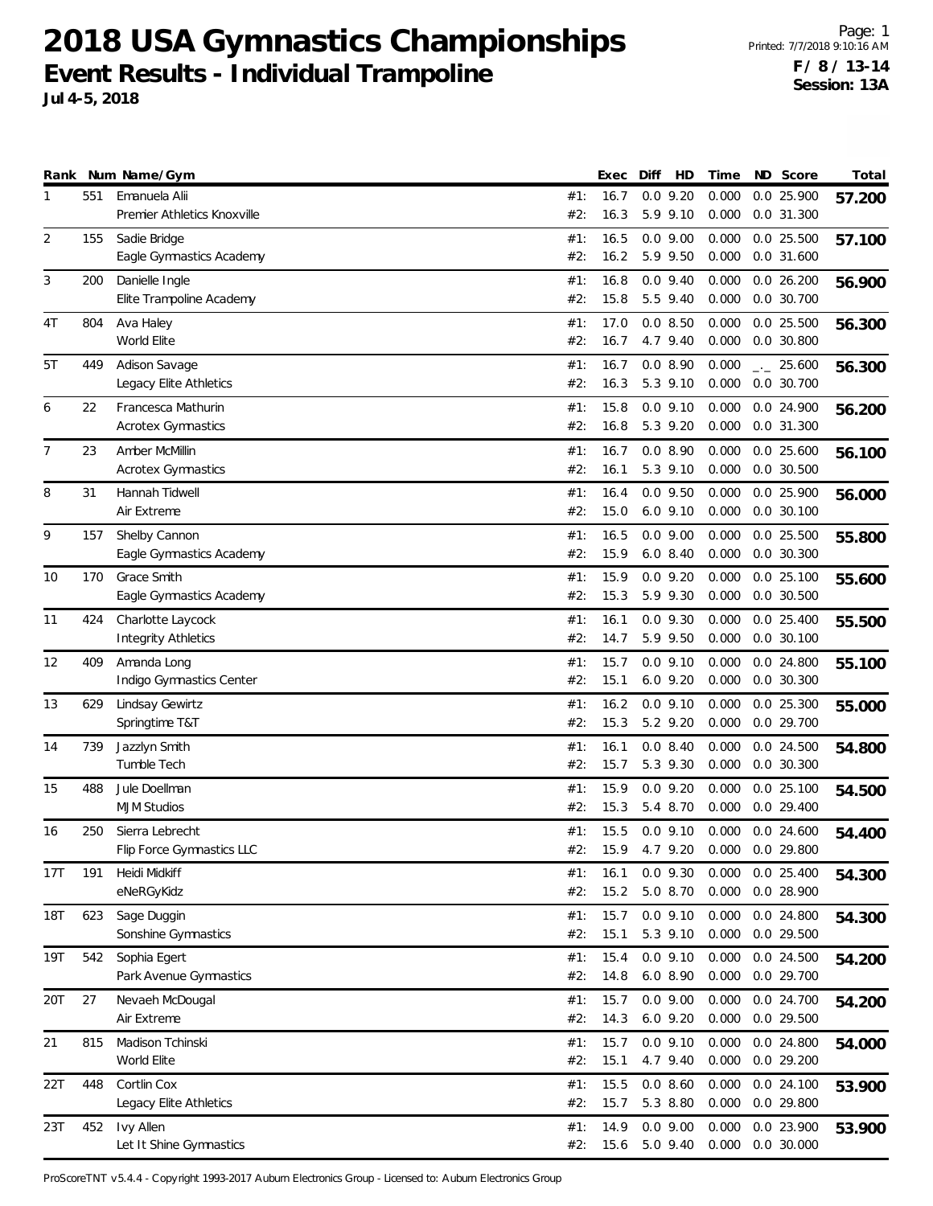# 2018 USA Gymnastics Championships

## Event Results - Individual Trampoline

**Jul 4-5, 2018**

Page: 1
Printed: 7/7/2018 9:10:16 AM
**F / 8 / 13-14**
**Session: 13A**

| Rank | Num | Name/Gym | | Exec | Diff | HD | Time | ND | Score | Total |
|---|---|---|---|---|---|---|---|---|---|---|
| 1 | 551 | Emanuela Alii | #1: | 16.7 | 0.0 | 9.20 | 0.000 | 0.0 | 25.900 | **57.200** |
| | | Premier Athletics Knoxville | #2: | 16.3 | 5.9 | 9.10 | 0.000 | 0.0 | 31.300 | |
| 2 | 155 | Sadie Bridge | #1: | 16.5 | 0.0 | 9.00 | 0.000 | 0.0 | 25.500 | **57.100** |
| | | Eagle Gymnastics Academy | #2: | 16.2 | 5.9 | 9.50 | 0.000 | 0.0 | 31.600 | |
| 3 | 200 | Danielle Ingle | #1: | 16.8 | 0.0 | 9.40 | 0.000 | 0.0 | 26.200 | **56.900** |
| | | Elite Trampoline Academy | #2: | 15.8 | 5.5 | 9.40 | 0.000 | 0.0 | 30.700 | |
| 4T | 804 | Ava Haley | #1: | 17.0 | 0.0 | 8.50 | 0.000 | 0.0 | 25.500 | **56.300** |
| | | World Elite | #2: | 16.7 | 4.7 | 9.40 | 0.000 | 0.0 | 30.800 | |
| 5T | 449 | Adison Savage | #1: | 16.7 | 0.0 | 8.90 | 0.000 | _._ | 25.600 | **56.300** |
| | | Legacy Elite Athletics | #2: | 16.3 | 5.3 | 9.10 | 0.000 | 0.0 | 30.700 | |
| 6 | 22 | Francesca Mathurin | #1: | 15.8 | 0.0 | 9.10 | 0.000 | 0.0 | 24.900 | **56.200** |
| | | Acrotex Gymnastics | #2: | 16.8 | 5.3 | 9.20 | 0.000 | 0.0 | 31.300 | |
| 7 | 23 | Amber McMillin | #1: | 16.7 | 0.0 | 8.90 | 0.000 | 0.0 | 25.600 | **56.100** |
| | | Acrotex Gymnastics | #2: | 16.1 | 5.3 | 9.10 | 0.000 | 0.0 | 30.500 | |
| 8 | 31 | Hannah Tidwell | #1: | 16.4 | 0.0 | 9.50 | 0.000 | 0.0 | 25.900 | **56.000** |
| | | Air Extreme | #2: | 15.0 | 6.0 | 9.10 | 0.000 | 0.0 | 30.100 | |
| 9 | 157 | Shelby Cannon | #1: | 16.5 | 0.0 | 9.00 | 0.000 | 0.0 | 25.500 | **55.800** |
| | | Eagle Gymnastics Academy | #2: | 15.9 | 6.0 | 8.40 | 0.000 | 0.0 | 30.300 | |
| 10 | 170 | Grace Smith | #1: | 15.9 | 0.0 | 9.20 | 0.000 | 0.0 | 25.100 | **55.600** |
| | | Eagle Gymnastics Academy | #2: | 15.3 | 5.9 | 9.30 | 0.000 | 0.0 | 30.500 | |
| 11 | 424 | Charlotte Laycock | #1: | 16.1 | 0.0 | 9.30 | 0.000 | 0.0 | 25.400 | **55.500** |
| | | Integrity Athletics | #2: | 14.7 | 5.9 | 9.50 | 0.000 | 0.0 | 30.100 | |
| 12 | 409 | Amanda Long | #1: | 15.7 | 0.0 | 9.10 | 0.000 | 0.0 | 24.800 | **55.100** |
| | | Indigo Gymnastics Center | #2: | 15.1 | 6.0 | 9.20 | 0.000 | 0.0 | 30.300 | |
| 13 | 629 | Lindsay Gewirtz | #1: | 16.2 | 0.0 | 9.10 | 0.000 | 0.0 | 25.300 | **55.000** |
| | | Springtime T&T | #2: | 15.3 | 5.2 | 9.20 | 0.000 | 0.0 | 29.700 | |
| 14 | 739 | Jazzlyn Smith | #1: | 16.1 | 0.0 | 8.40 | 0.000 | 0.0 | 24.500 | **54.800** |
| | | Tumble Tech | #2: | 15.7 | 5.3 | 9.30 | 0.000 | 0.0 | 30.300 | |
| 15 | 488 | Jule Doellman | #1: | 15.9 | 0.0 | 9.20 | 0.000 | 0.0 | 25.100 | **54.500** |
| | | MJM Studios | #2: | 15.3 | 5.4 | 8.70 | 0.000 | 0.0 | 29.400 | |
| 16 | 250 | Sierra Lebrecht | #1: | 15.5 | 0.0 | 9.10 | 0.000 | 0.0 | 24.600 | **54.400** |
| | | Flip Force Gymnastics LLC | #2: | 15.9 | 4.7 | 9.20 | 0.000 | 0.0 | 29.800 | |
| 17T | 191 | Heidi Midkiff | #1: | 16.1 | 0.0 | 9.30 | 0.000 | 0.0 | 25.400 | **54.300** |
| | | eNeRGyKidz | #2: | 15.2 | 5.0 | 8.70 | 0.000 | 0.0 | 28.900 | |
| 18T | 623 | Sage Duggin | #1: | 15.7 | 0.0 | 9.10 | 0.000 | 0.0 | 24.800 | **54.300** |
| | | Sonshine Gymnastics | #2: | 15.1 | 5.3 | 9.10 | 0.000 | 0.0 | 29.500 | |
| 19T | 542 | Sophia Egert | #1: | 15.4 | 0.0 | 9.10 | 0.000 | 0.0 | 24.500 | **54.200** |
| | | Park Avenue Gymnastics | #2: | 14.8 | 6.0 | 8.90 | 0.000 | 0.0 | 29.700 | |
| 20T | 27 | Nevaeh McDougal | #1: | 15.7 | 0.0 | 9.00 | 0.000 | 0.0 | 24.700 | **54.200** |
| | | Air Extreme | #2: | 14.3 | 6.0 | 9.20 | 0.000 | 0.0 | 29.500 | |
| 21 | 815 | Madison Tchinski | #1: | 15.7 | 0.0 | 9.10 | 0.000 | 0.0 | 24.800 | **54.000** |
| | | World Elite | #2: | 15.1 | 4.7 | 9.40 | 0.000 | 0.0 | 29.200 | |
| 22T | 448 | Cortlin Cox | #1: | 15.5 | 0.0 | 8.60 | 0.000 | 0.0 | 24.100 | **53.900** |
| | | Legacy Elite Athletics | #2: | 15.7 | 5.3 | 8.80 | 0.000 | 0.0 | 29.800 | |
| 23T | 452 | Ivy Allen | #1: | 14.9 | 0.0 | 9.00 | 0.000 | 0.0 | 23.900 | **53.900** |
| | | Let It Shine Gymnastics | #2: | 15.6 | 5.0 | 9.40 | 0.000 | 0.0 | 30.000 | |

ProScoreTNT v5.4.4 - Copyright 1993-2017 Auburn Electronics Group - Licensed to: Auburn Electronics Group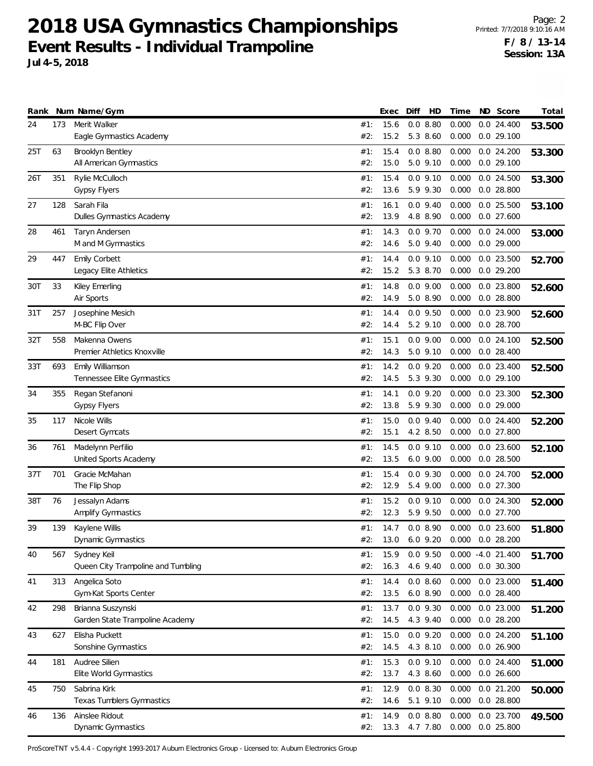# 2018 USA Gymnastics Championships

## Event Results - Individual Trampoline

**Jul 4-5, 2018**

**F / 8 / 13-14**
**Session: 13A**

| Rank | Num | Name/Gym | | Exec | Diff | HD | Time | ND | Score | Total |
|---|---|---|---|---|---|---|---|---|---|---|
| 24 | 173 | Merit Walker | #1: | 15.6 | 0.0 | 8.80 | 0.000 | 0.0 | 24.400 | **53.500** |
| | | Eagle Gymnastics Academy | #2: | 15.2 | 5.3 | 8.60 | 0.000 | 0.0 | 29.100 | |
| 25T | 63 | Brooklyn Bentley | #1: | 15.4 | 0.0 | 8.80 | 0.000 | 0.0 | 24.200 | **53.300** |
| | | All American Gymnastics | #2: | 15.0 | 5.0 | 9.10 | 0.000 | 0.0 | 29.100 | |
| 26T | 351 | Rylie McCulloch | #1: | 15.4 | 0.0 | 9.10 | 0.000 | 0.0 | 24.500 | **53.300** |
| | | Gypsy Flyers | #2: | 13.6 | 5.9 | 9.30 | 0.000 | 0.0 | 28.800 | |
| 27 | 128 | Sarah Fila | #1: | 16.1 | 0.0 | 9.40 | 0.000 | 0.0 | 25.500 | **53.100** |
| | | Dulles Gymnastics Academy | #2: | 13.9 | 4.8 | 8.90 | 0.000 | 0.0 | 27.600 | |
| 28 | 461 | Taryn Andersen | #1: | 14.3 | 0.0 | 9.70 | 0.000 | 0.0 | 24.000 | **53.000** |
| | | M and M Gymnastics | #2: | 14.6 | 5.0 | 9.40 | 0.000 | 0.0 | 29.000 | |
| 29 | 447 | Emily Corbett | #1: | 14.4 | 0.0 | 9.10 | 0.000 | 0.0 | 23.500 | **52.700** |
| | | Legacy Elite Athletics | #2: | 15.2 | 5.3 | 8.70 | 0.000 | 0.0 | 29.200 | |
| 30T | 33 | Kiley Emerling | #1: | 14.8 | 0.0 | 9.00 | 0.000 | 0.0 | 23.800 | **52.600** |
| | | Air Sports | #2: | 14.9 | 5.0 | 8.90 | 0.000 | 0.0 | 28.800 | |
| 31T | 257 | Josephine Mesich | #1: | 14.4 | 0.0 | 9.50 | 0.000 | 0.0 | 23.900 | **52.600** |
| | | M-BC Flip Over | #2: | 14.4 | 5.2 | 9.10 | 0.000 | 0.0 | 28.700 | |
| 32T | 558 | Makenna Owens | #1: | 15.1 | 0.0 | 9.00 | 0.000 | 0.0 | 24.100 | **52.500** |
| | | Premier Athletics Knoxville | #2: | 14.3 | 5.0 | 9.10 | 0.000 | 0.0 | 28.400 | |
| 33T | 693 | Emily Williamson | #1: | 14.2 | 0.0 | 9.20 | 0.000 | 0.0 | 23.400 | **52.500** |
| | | Tennessee Elite Gymnastics | #2: | 14.5 | 5.3 | 9.30 | 0.000 | 0.0 | 29.100 | |
| 34 | 355 | Regan Stefanoni | #1: | 14.1 | 0.0 | 9.20 | 0.000 | 0.0 | 23.300 | **52.300** |
| | | Gypsy Flyers | #2: | 13.8 | 5.9 | 9.30 | 0.000 | 0.0 | 29.000 | |
| 35 | 117 | Nicole Wills | #1: | 15.0 | 0.0 | 9.40 | 0.000 | 0.0 | 24.400 | **52.200** |
| | | Desert Gymcats | #2: | 15.1 | 4.2 | 8.50 | 0.000 | 0.0 | 27.800 | |
| 36 | 761 | Madelynn Perfilio | #1: | 14.5 | 0.0 | 9.10 | 0.000 | 0.0 | 23.600 | **52.100** |
| | | United Sports Academy | #2: | 13.5 | 6.0 | 9.00 | 0.000 | 0.0 | 28.500 | |
| 37T | 701 | Gracie McMahan | #1: | 15.4 | 0.0 | 9.30 | 0.000 | 0.0 | 24.700 | **52.000** |
| | | The Flip Shop | #2: | 12.9 | 5.4 | 9.00 | 0.000 | 0.0 | 27.300 | |
| 38T | 76 | Jessalyn Adams | #1: | 15.2 | 0.0 | 9.10 | 0.000 | 0.0 | 24.300 | **52.000** |
| | | Amplify Gymnastics | #2: | 12.3 | 5.9 | 9.50 | 0.000 | 0.0 | 27.700 | |
| 39 | 139 | Kaylene Willis | #1: | 14.7 | 0.0 | 8.90 | 0.000 | 0.0 | 23.600 | **51.800** |
| | | Dynamic Gymnastics | #2: | 13.0 | 6.0 | 9.20 | 0.000 | 0.0 | 28.200 | |
| 40 | 567 | Sydney Keil | #1: | 15.9 | 0.0 | 9.50 | 0.000 | -4.0 | 21.400 | **51.700** |
| | | Queen City Trampoline and Tumbling | #2: | 16.3 | 4.6 | 9.40 | 0.000 | 0.0 | 30.300 | |
| 41 | 313 | Angelica Soto | #1: | 14.4 | 0.0 | 8.60 | 0.000 | 0.0 | 23.000 | **51.400** |
| | | Gym-Kat Sports Center | #2: | 13.5 | 6.0 | 8.90 | 0.000 | 0.0 | 28.400 | |
| 42 | 298 | Brianna Suszynski | #1: | 13.7 | 0.0 | 9.30 | 0.000 | 0.0 | 23.000 | **51.200** |
| | | Garden State Trampoline Academy | #2: | 14.5 | 4.3 | 9.40 | 0.000 | 0.0 | 28.200 | |
| 43 | 627 | Elisha Puckett | #1: | 15.0 | 0.0 | 9.20 | 0.000 | 0.0 | 24.200 | **51.100** |
| | | Sonshine Gymnastics | #2: | 14.5 | 4.3 | 8.10 | 0.000 | 0.0 | 26.900 | |
| 44 | 181 | Audree Silien | #1: | 15.3 | 0.0 | 9.10 | 0.000 | 0.0 | 24.400 | **51.000** |
| | | Elite World Gymnastics | #2: | 13.7 | 4.3 | 8.60 | 0.000 | 0.0 | 26.600 | |
| 45 | 750 | Sabrina Kirk | #1: | 12.9 | 0.0 | 8.30 | 0.000 | 0.0 | 21.200 | **50.000** |
| | | Texas Tumblers Gymnastics | #2: | 14.6 | 5.1 | 9.10 | 0.000 | 0.0 | 28.800 | |
| 46 | 136 | Ainslee Ridout | #1: | 14.9 | 0.0 | 8.80 | 0.000 | 0.0 | 23.700 | **49.500** |
| | | Dynamic Gymnastics | #2: | 13.3 | 4.7 | 7.80 | 0.000 | 0.0 | 25.800 | |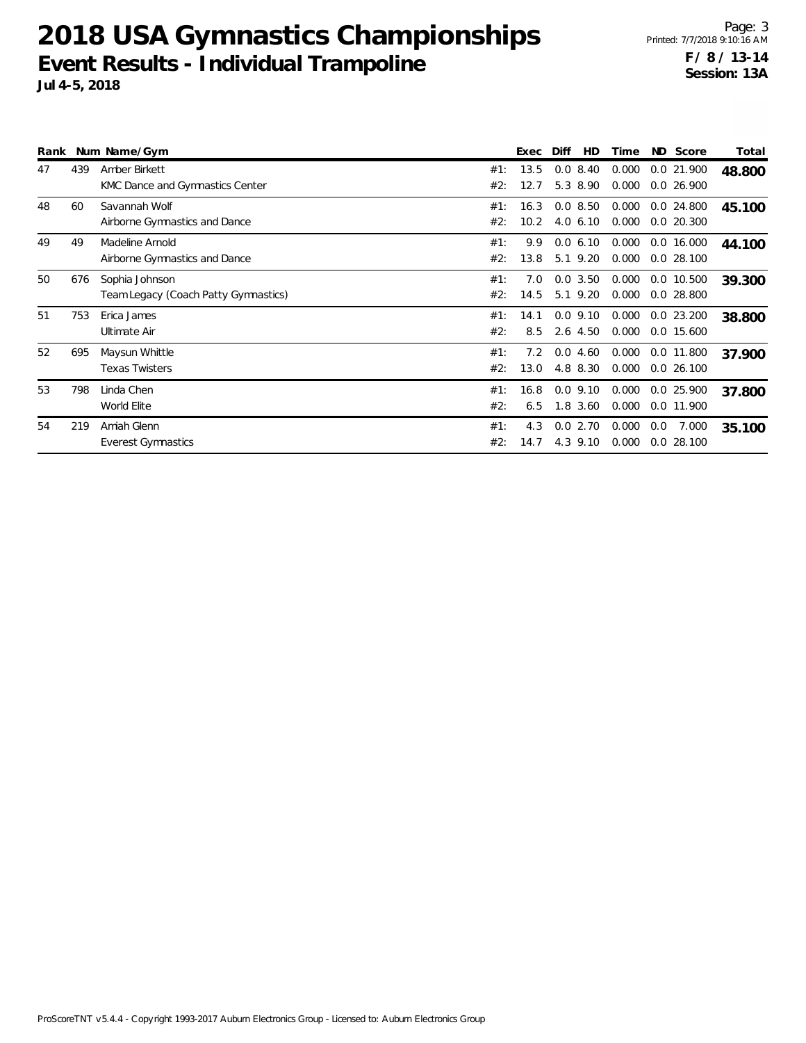# 2018 USA Gymnastics Championships

## Event Results - Individual Trampoline

**Jul 4-5, 2018**

**F / 8 / 13-14**
**Session: 13A**

| Rank | Num | Name/Gym | | Exec | Diff | HD | Time | ND | Score | Total |
|---|---|---|---|---|---|---|---|---|---|---|
| 47 | 439 | Amber Birkett | #1: | 13.5 | 0.0 | 8.40 | 0.000 | 0.0 | 21.900 | **48.800** |
| | | KMC Dance and Gymnastics Center | #2: | 12.7 | 5.3 | 8.90 | 0.000 | 0.0 | 26.900 | |
| 48 | 60 | Savannah Wolf | #1: | 16.3 | 0.0 | 8.50 | 0.000 | 0.0 | 24.800 | **45.100** |
| | | Airborne Gymnastics and Dance | #2: | 10.2 | 4.0 | 6.10 | 0.000 | 0.0 | 20.300 | |
| 49 | 49 | Madeline Arnold | #1: | 9.9 | 0.0 | 6.10 | 0.000 | 0.0 | 16.000 | **44.100** |
| | | Airborne Gymnastics and Dance | #2: | 13.8 | 5.1 | 9.20 | 0.000 | 0.0 | 28.100 | |
| 50 | 676 | Sophia Johnson | #1: | 7.0 | 0.0 | 3.50 | 0.000 | 0.0 | 10.500 | **39.300** |
| | | Team Legacy (Coach Patty Gymnastics) | #2: | 14.5 | 5.1 | 9.20 | 0.000 | 0.0 | 28.800 | |
| 51 | 753 | Erica James | #1: | 14.1 | 0.0 | 9.10 | 0.000 | 0.0 | 23.200 | **38.800** |
| | | Ultimate Air | #2: | 8.5 | 2.6 | 4.50 | 0.000 | 0.0 | 15.600 | |
| 52 | 695 | Maysun Whittle | #1: | 7.2 | 0.0 | 4.60 | 0.000 | 0.0 | 11.800 | **37.900** |
| | | Texas Twisters | #2: | 13.0 | 4.8 | 8.30 | 0.000 | 0.0 | 26.100 | |
| 53 | 798 | Linda Chen | #1: | 16.8 | 0.0 | 9.10 | 0.000 | 0.0 | 25.900 | **37.800** |
| | | World Elite | #2: | 6.5 | 1.8 | 3.60 | 0.000 | 0.0 | 11.900 | |
| 54 | 219 | Amiah Glenn | #1: | 4.3 | 0.0 | 2.70 | 0.000 | 0.0 | 7.000 | **35.100** |
| | | Everest Gymnastics | #2: | 14.7 | 4.3 | 9.10 | 0.000 | 0.0 | 28.100 | |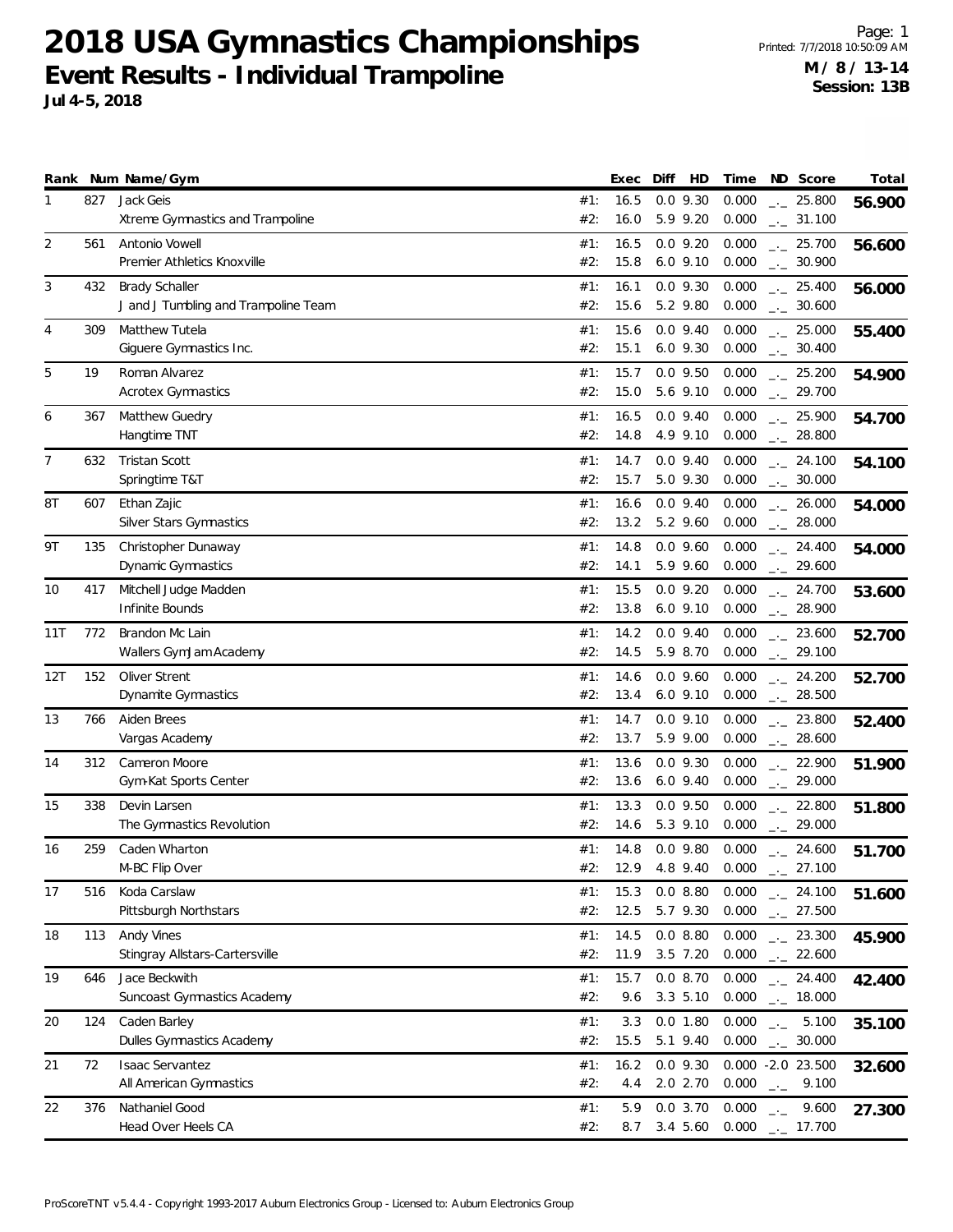# 2018 USA Gymnastics Championships

## Event Results - Individual Trampoline

**Jul 4-5, 2018**

Printed: 7/7/2018 10:50:09 AM

**M / 8 / 13-14**
**Session: 13B**

| Rank | Num | Name/Gym | | Exec | Diff | HD | Time | ND | Score | Total |
|---|---|---|---|---|---|---|---|---|---|---|
| 1 | 827 | Jack Geis | #1: | 16.5 | 0.0 | 9.30 | 0.000 | _._ | 25.800 | **56.900** |
| | | Xtreme Gymnastics and Trampoline | #2: | 16.0 | 5.9 | 9.20 | 0.000 | _._ | 31.100 | |
| 2 | 561 | Antonio Vowell | #1: | 16.5 | 0.0 | 9.20 | 0.000 | _._ | 25.700 | **56.600** |
| | | Premier Athletics Knoxville | #2: | 15.8 | 6.0 | 9.10 | 0.000 | _._ | 30.900 | |
| 3 | 432 | Brady Schaller | #1: | 16.1 | 0.0 | 9.30 | 0.000 | _._ | 25.400 | **56.000** |
| | | J and J Tumbling and Trampoline Team | #2: | 15.6 | 5.2 | 9.80 | 0.000 | _._ | 30.600 | |
| 4 | 309 | Matthew Tutela | #1: | 15.6 | 0.0 | 9.40 | 0.000 | _._ | 25.000 | **55.400** |
| | | Giguere Gymnastics Inc. | #2: | 15.1 | 6.0 | 9.30 | 0.000 | _._ | 30.400 | |
| 5 | 19 | Roman Alvarez | #1: | 15.7 | 0.0 | 9.50 | 0.000 | _._ | 25.200 | **54.900** |
| | | Acrotex Gymnastics | #2: | 15.0 | 5.6 | 9.10 | 0.000 | _._ | 29.700 | |
| 6 | 367 | Matthew Guedry | #1: | 16.5 | 0.0 | 9.40 | 0.000 | _._ | 25.900 | **54.700** |
| | | Hangtime TNT | #2: | 14.8 | 4.9 | 9.10 | 0.000 | _._ | 28.800 | |
| 7 | 632 | Tristan Scott | #1: | 14.7 | 0.0 | 9.40 | 0.000 | _._ | 24.100 | **54.100** |
| | | Springtime T&T | #2: | 15.7 | 5.0 | 9.30 | 0.000 | _._ | 30.000 | |
| 8T | 607 | Ethan Zajic | #1: | 16.6 | 0.0 | 9.40 | 0.000 | _._ | 26.000 | **54.000** |
| | | Silver Stars Gymnastics | #2: | 13.2 | 5.2 | 9.60 | 0.000 | _._ | 28.000 | |
| 9T | 135 | Christopher Dunaway | #1: | 14.8 | 0.0 | 9.60 | 0.000 | _._ | 24.400 | **54.000** |
| | | Dynamic Gymnastics | #2: | 14.1 | 5.9 | 9.60 | 0.000 | _._ | 29.600 | |
| 10 | 417 | Mitchell Judge Madden | #1: | 15.5 | 0.0 | 9.20 | 0.000 | _._ | 24.700 | **53.600** |
| | | Infinite Bounds | #2: | 13.8 | 6.0 | 9.10 | 0.000 | _._ | 28.900 | |
| 11T | 772 | Brandon Mc Lain | #1: | 14.2 | 0.0 | 9.40 | 0.000 | _._ | 23.600 | **52.700** |
| | | Wallers GymJam Academy | #2: | 14.5 | 5.9 | 8.70 | 0.000 | _._ | 29.100 | |
| 12T | 152 | Oliver Strent | #1: | 14.6 | 0.0 | 9.60 | 0.000 | _._ | 24.200 | **52.700** |
| | | Dynamite Gymnastics | #2: | 13.4 | 6.0 | 9.10 | 0.000 | _._ | 28.500 | |
| 13 | 766 | Aiden Brees | #1: | 14.7 | 0.0 | 9.10 | 0.000 | _._ | 23.800 | **52.400** |
| | | Vargas Academy | #2: | 13.7 | 5.9 | 9.00 | 0.000 | _._ | 28.600 | |
| 14 | 312 | Cameron Moore | #1: | 13.6 | 0.0 | 9.30 | 0.000 | _._ | 22.900 | **51.900** |
| | | Gym-Kat Sports Center | #2: | 13.6 | 6.0 | 9.40 | 0.000 | _._ | 29.000 | |
| 15 | 338 | Devin Larsen | #1: | 13.3 | 0.0 | 9.50 | 0.000 | _._ | 22.800 | **51.800** |
| | | The Gymnastics Revolution | #2: | 14.6 | 5.3 | 9.10 | 0.000 | _._ | 29.000 | |
| 16 | 259 | Caden Wharton | #1: | 14.8 | 0.0 | 9.80 | 0.000 | _._ | 24.600 | **51.700** |
| | | M-BC Flip Over | #2: | 12.9 | 4.8 | 9.40 | 0.000 | _._ | 27.100 | |
| 17 | 516 | Koda Carslaw | #1: | 15.3 | 0.0 | 8.80 | 0.000 | _._ | 24.100 | **51.600** |
| | | Pittsburgh Northstars | #2: | 12.5 | 5.7 | 9.30 | 0.000 | _._ | 27.500 | |
| 18 | 113 | Andy Vines | #1: | 14.5 | 0.0 | 8.80 | 0.000 | _._ | 23.300 | **45.900** |
| | | Stingray Allstars-Cartersville | #2: | 11.9 | 3.5 | 7.20 | 0.000 | _._ | 22.600 | |
| 19 | 646 | Jace Beckwith | #1: | 15.7 | 0.0 | 8.70 | 0.000 | _._ | 24.400 | **42.400** |
| | | Suncoast Gymnastics Academy | #2: | 9.6 | 3.3 | 5.10 | 0.000 | _._ | 18.000 | |
| 20 | 124 | Caden Barley | #1: | 3.3 | 0.0 | 1.80 | 0.000 | _._ | 5.100 | **35.100** |
| | | Dulles Gymnastics Academy | #2: | 15.5 | 5.1 | 9.40 | 0.000 | _._ | 30.000 | |
| 21 | 72 | Isaac Servantez | #1: | 16.2 | 0.0 | 9.30 | 0.000 | -2.0 | 23.500 | **32.600** |
| | | All American Gymnastics | #2: | 4.4 | 2.0 | 2.70 | 0.000 | _._ | 9.100 | |
| 22 | 376 | Nathaniel Good | #1: | 5.9 | 0.0 | 3.70 | 0.000 | _._ | 9.600 | **27.300** |
| | | Head Over Heels CA | #2: | 8.7 | 3.4 | 5.60 | 0.000 | _._ | 17.700 | |

ProScoreTNT v5.4.4 - Copyright 1993-2017 Auburn Electronics Group - Licensed to: Auburn Electronics Group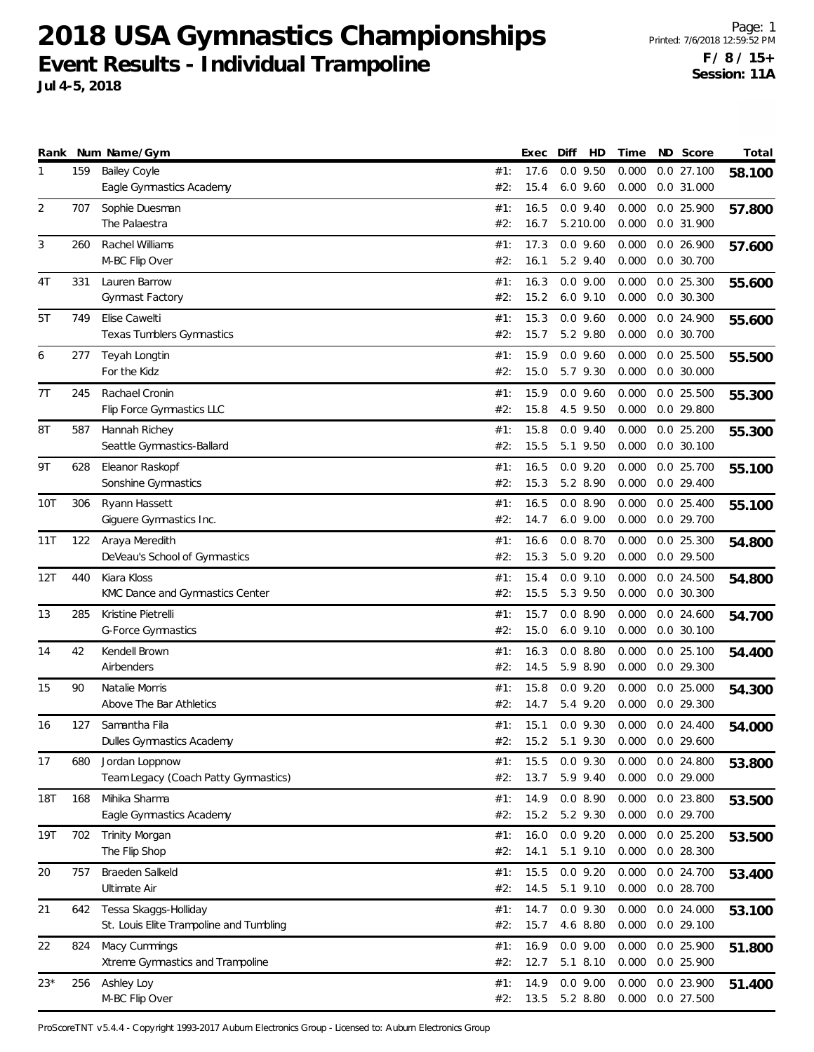# 2018 USA Gymnastics Championships

## Event Results - Individual Trampoline

**Jul 4-5, 2018**

Printed: 7/6/2018 12:59:52 PM

**F / 8 / 15+**
**Session: 11A**

| Rank | Num | Name/Gym | | Exec | Diff | HD | Time | ND | Score | Total |
|---|---|---|---|---|---|---|---|---|---|---|
| 1 | 159 | Bailey Coyle | #1: | 17.6 | 0.0 | 9.50 | 0.000 | 0.0 | 27.100 | **58.100** |
| | | Eagle Gymnastics Academy | #2: | 15.4 | 6.0 | 9.60 | 0.000 | 0.0 | 31.000 | |
| 2 | 707 | Sophie Duesman | #1: | 16.5 | 0.0 | 9.40 | 0.000 | 0.0 | 25.900 | **57.800** |
| | | The Palaestra | #2: | 16.7 | 5.2 | 10.00 | 0.000 | 0.0 | 31.900 | |
| 3 | 260 | Rachel Williams | #1: | 17.3 | 0.0 | 9.60 | 0.000 | 0.0 | 26.900 | **57.600** |
| | | M-BC Flip Over | #2: | 16.1 | 5.2 | 9.40 | 0.000 | 0.0 | 30.700 | |
| 4T | 331 | Lauren Barrow | #1: | 16.3 | 0.0 | 9.00 | 0.000 | 0.0 | 25.300 | **55.600** |
| | | Gymnast Factory | #2: | 15.2 | 6.0 | 9.10 | 0.000 | 0.0 | 30.300 | |
| 5T | 749 | Elise Cawelti | #1: | 15.3 | 0.0 | 9.60 | 0.000 | 0.0 | 24.900 | **55.600** |
| | | Texas Tumblers Gymnastics | #2: | 15.7 | 5.2 | 9.80 | 0.000 | 0.0 | 30.700 | |
| 6 | 277 | Teyah Longtin | #1: | 15.9 | 0.0 | 9.60 | 0.000 | 0.0 | 25.500 | **55.500** |
| | | For the Kidz | #2: | 15.0 | 5.7 | 9.30 | 0.000 | 0.0 | 30.000 | |
| 7T | 245 | Rachael Cronin | #1: | 15.9 | 0.0 | 9.60 | 0.000 | 0.0 | 25.500 | **55.300** |
| | | Flip Force Gymnastics LLC | #2: | 15.8 | 4.5 | 9.50 | 0.000 | 0.0 | 29.800 | |
| 8T | 587 | Hannah Richey | #1: | 15.8 | 0.0 | 9.40 | 0.000 | 0.0 | 25.200 | **55.300** |
| | | Seattle Gymnastics-Ballard | #2: | 15.5 | 5.1 | 9.50 | 0.000 | 0.0 | 30.100 | |
| 9T | 628 | Eleanor Raskopf | #1: | 16.5 | 0.0 | 9.20 | 0.000 | 0.0 | 25.700 | **55.100** |
| | | Sonshine Gymnastics | #2: | 15.3 | 5.2 | 8.90 | 0.000 | 0.0 | 29.400 | |
| 10T | 306 | Ryann Hassett | #1: | 16.5 | 0.0 | 8.90 | 0.000 | 0.0 | 25.400 | **55.100** |
| | | Giguere Gymnastics Inc. | #2: | 14.7 | 6.0 | 9.00 | 0.000 | 0.0 | 29.700 | |
| 11T | 122 | Araya Meredith | #1: | 16.6 | 0.0 | 8.70 | 0.000 | 0.0 | 25.300 | **54.800** |
| | | DeVeau's School of Gymnastics | #2: | 15.3 | 5.0 | 9.20 | 0.000 | 0.0 | 29.500 | |
| 12T | 440 | Kiara Kloss | #1: | 15.4 | 0.0 | 9.10 | 0.000 | 0.0 | 24.500 | **54.800** |
| | | KMC Dance and Gymnastics Center | #2: | 15.5 | 5.3 | 9.50 | 0.000 | 0.0 | 30.300 | |
| 13 | 285 | Kristine Pietrelli | #1: | 15.7 | 0.0 | 8.90 | 0.000 | 0.0 | 24.600 | **54.700** |
| | | G-Force Gymnastics | #2: | 15.0 | 6.0 | 9.10 | 0.000 | 0.0 | 30.100 | |
| 14 | 42 | Kendell Brown | #1: | 16.3 | 0.0 | 8.80 | 0.000 | 0.0 | 25.100 | **54.400** |
| | | Airbenders | #2: | 14.5 | 5.9 | 8.90 | 0.000 | 0.0 | 29.300 | |
| 15 | 90 | Natalie Morris | #1: | 15.8 | 0.0 | 9.20 | 0.000 | 0.0 | 25.000 | **54.300** |
| | | Above The Bar Athletics | #2: | 14.7 | 5.4 | 9.20 | 0.000 | 0.0 | 29.300 | |
| 16 | 127 | Samantha Fila | #1: | 15.1 | 0.0 | 9.30 | 0.000 | 0.0 | 24.400 | **54.000** |
| | | Dulles Gymnastics Academy | #2: | 15.2 | 5.1 | 9.30 | 0.000 | 0.0 | 29.600 | |
| 17 | 680 | Jordan Loppnow | #1: | 15.5 | 0.0 | 9.30 | 0.000 | 0.0 | 24.800 | **53.800** |
| | | Team Legacy (Coach Patty Gymnastics) | #2: | 13.7 | 5.9 | 9.40 | 0.000 | 0.0 | 29.000 | |
| 18T | 168 | Mihika Sharma | #1: | 14.9 | 0.0 | 8.90 | 0.000 | 0.0 | 23.800 | **53.500** |
| | | Eagle Gymnastics Academy | #2: | 15.2 | 5.2 | 9.30 | 0.000 | 0.0 | 29.700 | |
| 19T | 702 | Trinity Morgan | #1: | 16.0 | 0.0 | 9.20 | 0.000 | 0.0 | 25.200 | **53.500** |
| | | The Flip Shop | #2: | 14.1 | 5.1 | 9.10 | 0.000 | 0.0 | 28.300 | |
| 20 | 757 | Braeden Salkeld | #1: | 15.5 | 0.0 | 9.20 | 0.000 | 0.0 | 24.700 | **53.400** |
| | | Ultimate Air | #2: | 14.5 | 5.1 | 9.10 | 0.000 | 0.0 | 28.700 | |
| 21 | 642 | Tessa Skaggs-Holliday | #1: | 14.7 | 0.0 | 9.30 | 0.000 | 0.0 | 24.000 | **53.100** |
| | | St. Louis Elite Trampoline and Tumbling | #2: | 15.7 | 4.6 | 8.80 | 0.000 | 0.0 | 29.100 | |
| 22 | 824 | Macy Cummings | #1: | 16.9 | 0.0 | 9.00 | 0.000 | 0.0 | 25.900 | **51.800** |
| | | Xtreme Gymnastics and Trampoline | #2: | 12.7 | 5.1 | 8.10 | 0.000 | 0.0 | 25.900 | |
| 23* | 256 | Ashley Loy | #1: | 14.9 | 0.0 | 9.00 | 0.000 | 0.0 | 23.900 | **51.400** |
| | | M-BC Flip Over | #2: | 13.5 | 5.2 | 8.80 | 0.000 | 0.0 | 27.500 | |

ProScoreTNT v5.4.4 - Copyright 1993-2017 Auburn Electronics Group - Licensed to: Auburn Electronics Group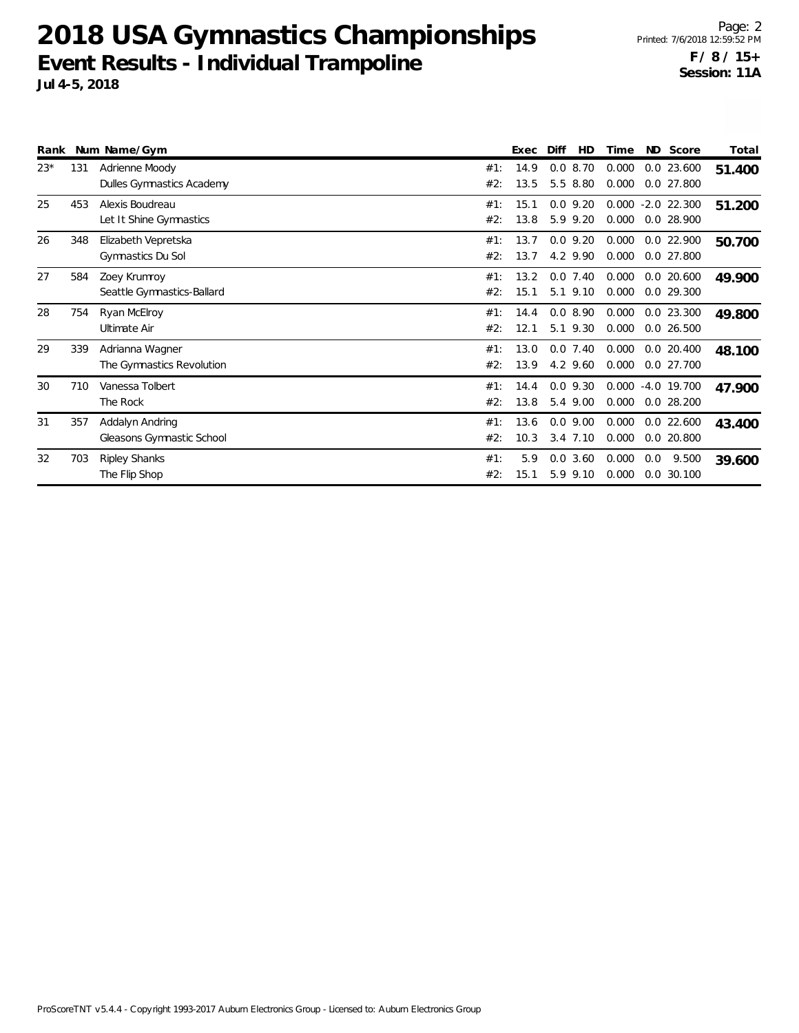# 2018 USA Gymnastics Championships

## Event Results - Individual Trampoline

**Jul 4-5, 2018**

**F / 8 / 15+**
**Session: 11A**

| Rank | Num | Name/Gym | | Exec | Diff | HD | Time | ND | Score | Total |
|---|---|---|---|---|---|---|---|---|---|---|
| 23* | 131 | Adrienne Moody | #1: | 14.9 | 0.0 | 8.70 | 0.000 | 0.0 | 23.600 | **51.400** |
| | | Dulles Gymnastics Academy | #2: | 13.5 | 5.5 | 8.80 | 0.000 | 0.0 | 27.800 | |
| 25 | 453 | Alexis Boudreau | #1: | 15.1 | 0.0 | 9.20 | 0.000 | -2.0 | 22.300 | **51.200** |
| | | Let It Shine Gymnastics | #2: | 13.8 | 5.9 | 9.20 | 0.000 | 0.0 | 28.900 | |
| 26 | 348 | Elizabeth Vepretska | #1: | 13.7 | 0.0 | 9.20 | 0.000 | 0.0 | 22.900 | **50.700** |
| | | Gymnastics Du Sol | #2: | 13.7 | 4.2 | 9.90 | 0.000 | 0.0 | 27.800 | |
| 27 | 584 | Zoey Krumroy | #1: | 13.2 | 0.0 | 7.40 | 0.000 | 0.0 | 20.600 | **49.900** |
| | | Seattle Gymnastics-Ballard | #2: | 15.1 | 5.1 | 9.10 | 0.000 | 0.0 | 29.300 | |
| 28 | 754 | Ryan McElroy | #1: | 14.4 | 0.0 | 8.90 | 0.000 | 0.0 | 23.300 | **49.800** |
| | | Ultimate Air | #2: | 12.1 | 5.1 | 9.30 | 0.000 | 0.0 | 26.500 | |
| 29 | 339 | Adrianna Wagner | #1: | 13.0 | 0.0 | 7.40 | 0.000 | 0.0 | 20.400 | **48.100** |
| | | The Gymnastics Revolution | #2: | 13.9 | 4.2 | 9.60 | 0.000 | 0.0 | 27.700 | |
| 30 | 710 | Vanessa Tolbert | #1: | 14.4 | 0.0 | 9.30 | 0.000 | -4.0 | 19.700 | **47.900** |
| | | The Rock | #2: | 13.8 | 5.4 | 9.00 | 0.000 | 0.0 | 28.200 | |
| 31 | 357 | Addalyn Andring | #1: | 13.6 | 0.0 | 9.00 | 0.000 | 0.0 | 22.600 | **43.400** |
| | | Gleasons Gymnastic School | #2: | 10.3 | 3.4 | 7.10 | 0.000 | 0.0 | 20.800 | |
| 32 | 703 | Ripley Shanks | #1: | 5.9 | 0.0 | 3.60 | 0.000 | 0.0 | 9.500 | **39.600** |
| | | The Flip Shop | #2: | 15.1 | 5.9 | 9.10 | 0.000 | 0.0 | 30.100 | |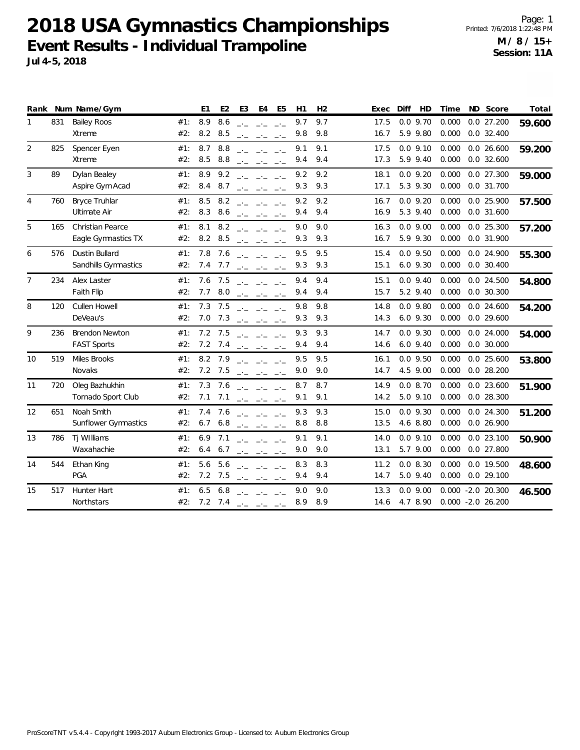# 2018 USA Gymnastics Championships

## Event Results - Individual Trampoline

**Jul 4-5, 2018**

Page: 1
Printed: 7/6/2018 1:22:48 PM
**M / 8 / 15+**
**Session: 11A**

| Rank | Num | Name/Gym | | E1 | E2 | E3 | E4 | E5 | H1 | H2 | Exec | Diff | HD | Time | ND | Score | Total |
|---|---|---|---|---|---|---|---|---|---|---|---|---|---|---|---|---|---|
| 1 | 831 | Bailey Roos | #1: | 8.9 | 8.6 | _._ | _._ | _._ | 9.7 | 9.7 | 17.5 | 0.0 | 9.70 | 0.000 | 0.0 | 27.200 | **59.600** |
| | | Xtreme | #2: | 8.2 | 8.5 | _._ | _._ | _._ | 9.8 | 9.8 | 16.7 | 5.9 | 9.80 | 0.000 | 0.0 | 32.400 | |
| 2 | 825 | Spencer Eyen | #1: | 8.7 | 8.8 | _._ | _._ | _._ | 9.1 | 9.1 | 17.5 | 0.0 | 9.10 | 0.000 | 0.0 | 26.600 | **59.200** |
| | | Xtreme | #2: | 8.5 | 8.8 | _._ | _._ | _._ | 9.4 | 9.4 | 17.3 | 5.9 | 9.40 | 0.000 | 0.0 | 32.600 | |
| 3 | 89 | Dylan Bealey | #1: | 8.9 | 9.2 | _._ | _._ | _._ | 9.2 | 9.2 | 18.1 | 0.0 | 9.20 | 0.000 | 0.0 | 27.300 | **59.000** |
| | | Aspire Gym Acad | #2: | 8.4 | 8.7 | _._ | _._ | _._ | 9.3 | 9.3 | 17.1 | 5.3 | 9.30 | 0.000 | 0.0 | 31.700 | |
| 4 | 760 | Bryce Truhlar | #1: | 8.5 | 8.2 | _._ | _._ | _._ | 9.2 | 9.2 | 16.7 | 0.0 | 9.20 | 0.000 | 0.0 | 25.900 | **57.500** |
| | | Ultimate Air | #2: | 8.3 | 8.6 | _._ | _._ | _._ | 9.4 | 9.4 | 16.9 | 5.3 | 9.40 | 0.000 | 0.0 | 31.600 | |
| 5 | 165 | Christian Pearce | #1: | 8.1 | 8.2 | _._ | _._ | _._ | 9.0 | 9.0 | 16.3 | 0.0 | 9.00 | 0.000 | 0.0 | 25.300 | **57.200** |
| | | Eagle Gymnastics TX | #2: | 8.2 | 8.5 | _._ | _._ | _._ | 9.3 | 9.3 | 16.7 | 5.9 | 9.30 | 0.000 | 0.0 | 31.900 | |
| 6 | 576 | Dustin Bullard | #1: | 7.8 | 7.6 | _._ | _._ | _._ | 9.5 | 9.5 | 15.4 | 0.0 | 9.50 | 0.000 | 0.0 | 24.900 | **55.300** |
| | | Sandhills Gymnastics | #2: | 7.4 | 7.7 | _._ | _._ | _._ | 9.3 | 9.3 | 15.1 | 6.0 | 9.30 | 0.000 | 0.0 | 30.400 | |
| 7 | 234 | Alex Laster | #1: | 7.6 | 7.5 | _._ | _._ | _._ | 9.4 | 9.4 | 15.1 | 0.0 | 9.40 | 0.000 | 0.0 | 24.500 | **54.800** |
| | | Faith Flip | #2: | 7.7 | 8.0 | _._ | _._ | _._ | 9.4 | 9.4 | 15.7 | 5.2 | 9.40 | 0.000 | 0.0 | 30.300 | |
| 8 | 120 | Cullen Howell | #1: | 7.3 | 7.5 | _._ | _._ | _._ | 9.8 | 9.8 | 14.8 | 0.0 | 9.80 | 0.000 | 0.0 | 24.600 | **54.200** |
| | | DeVeau's | #2: | 7.0 | 7.3 | _._ | _._ | _._ | 9.3 | 9.3 | 14.3 | 6.0 | 9.30 | 0.000 | 0.0 | 29.600 | |
| 9 | 236 | Brendon Newton | #1: | 7.2 | 7.5 | _._ | _._ | _._ | 9.3 | 9.3 | 14.7 | 0.0 | 9.30 | 0.000 | 0.0 | 24.000 | **54.000** |
| | | FAST Sports | #2: | 7.2 | 7.4 | _._ | _._ | _._ | 9.4 | 9.4 | 14.6 | 6.0 | 9.40 | 0.000 | 0.0 | 30.000 | |
| 10 | 519 | Miles Brooks | #1: | 8.2 | 7.9 | _._ | _._ | _._ | 9.5 | 9.5 | 16.1 | 0.0 | 9.50 | 0.000 | 0.0 | 25.600 | **53.800** |
| | | Novaks | #2: | 7.2 | 7.5 | _._ | _._ | _._ | 9.0 | 9.0 | 14.7 | 4.5 | 9.00 | 0.000 | 0.0 | 28.200 | |
| 11 | 720 | Oleg Bazhukhin | #1: | 7.3 | 7.6 | _._ | _._ | _._ | 8.7 | 8.7 | 14.9 | 0.0 | 8.70 | 0.000 | 0.0 | 23.600 | **51.900** |
| | | Tornado Sport Club | #2: | 7.1 | 7.1 | _._ | _._ | _._ | 9.1 | 9.1 | 14.2 | 5.0 | 9.10 | 0.000 | 0.0 | 28.300 | |
| 12 | 651 | Noah Smith | #1: | 7.4 | 7.6 | _._ | _._ | _._ | 9.3 | 9.3 | 15.0 | 0.0 | 9.30 | 0.000 | 0.0 | 24.300 | **51.200** |
| | | Sunflower Gymnastics | #2: | 6.7 | 6.8 | _._ | _._ | _._ | 8.8 | 8.8 | 13.5 | 4.6 | 8.80 | 0.000 | 0.0 | 26.900 | |
| 13 | 786 | Tj WIlliams | #1: | 6.9 | 7.1 | _._ | _._ | _._ | 9.1 | 9.1 | 14.0 | 0.0 | 9.10 | 0.000 | 0.0 | 23.100 | **50.900** |
| | | Waxahachie | #2: | 6.4 | 6.7 | _._ | _._ | _._ | 9.0 | 9.0 | 13.1 | 5.7 | 9.00 | 0.000 | 0.0 | 27.800 | |
| 14 | 544 | Ethan King | #1: | 5.6 | 5.6 | _._ | _._ | _._ | 8.3 | 8.3 | 11.2 | 0.0 | 8.30 | 0.000 | 0.0 | 19.500 | **48.600** |
| | | PGA | #2: | 7.2 | 7.5 | _._ | _._ | _._ | 9.4 | 9.4 | 14.7 | 5.0 | 9.40 | 0.000 | 0.0 | 29.100 | |
| 15 | 517 | Hunter Hart | #1: | 6.5 | 6.8 | _._ | _._ | _._ | 9.0 | 9.0 | 13.3 | 0.0 | 9.00 | 0.000 | -2.0 | 20.300 | **46.500** |
| | | Northstars | #2: | 7.2 | 7.4 | _._ | _._ | _._ | 8.9 | 8.9 | 14.6 | 4.7 | 8.90 | 0.000 | -2.0 | 26.200 | |

ProScoreTNT v5.4.4 - Copyright 1993-2017 Auburn Electronics Group - Licensed to: Auburn Electronics Group